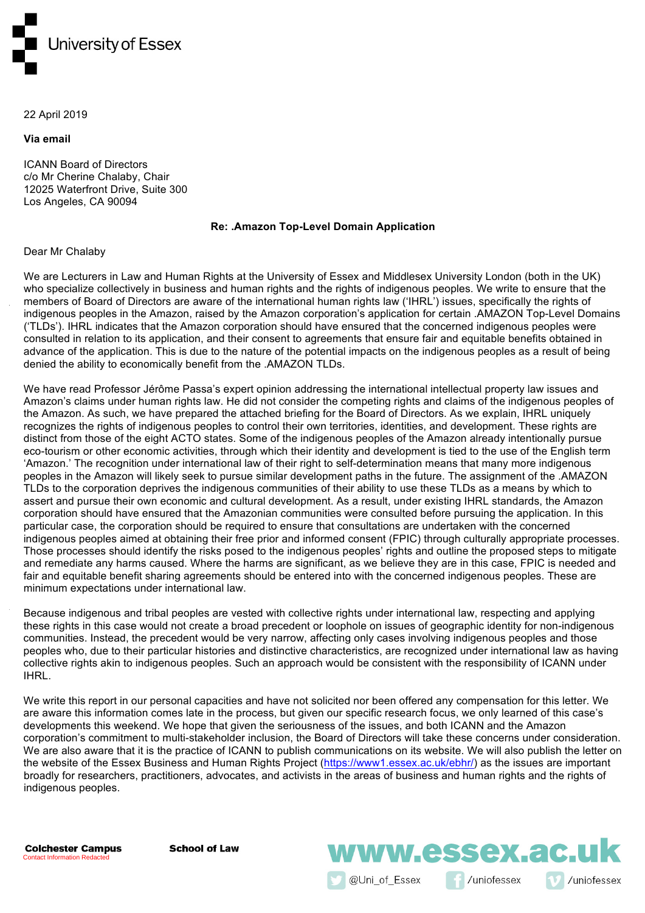University of Essex

22 April 2019

**Via email**

ICANN Board of Directors
c/o Mr Cherine Chalaby, Chair
12025 Waterfront Drive, Suite 300
Los Angeles, CA 90094

**Re: .Amazon Top-Level Domain Application**

Dear Mr Chalaby

We are Lecturers in Law and Human Rights at the University of Essex and Middlesex University London (both in the UK) who specialize collectively in business and human rights and the rights of indigenous peoples. We write to ensure that the members of Board of Directors are aware of the international human rights law ('IHRL') issues, specifically the rights of indigenous peoples in the Amazon, raised by the Amazon corporation's application for certain .AMAZON Top-Level Domains ('TLDs'). IHRL indicates that the Amazon corporation should have ensured that the concerned indigenous peoples were consulted in relation to its application, and their consent to agreements that ensure fair and equitable benefits obtained in advance of the application. This is due to the nature of the potential impacts on the indigenous peoples as a result of being denied the ability to economically benefit from the .AMAZON TLDs.

We have read Professor Jérôme Passa's expert opinion addressing the international intellectual property law issues and Amazon's claims under human rights law. He did not consider the competing rights and claims of the indigenous peoples of the Amazon. As such, we have prepared the attached briefing for the Board of Directors. As we explain, IHRL uniquely recognizes the rights of indigenous peoples to control their own territories, identities, and development. These rights are distinct from those of the eight ACTO states. Some of the indigenous peoples of the Amazon already intentionally pursue eco-tourism or other economic activities, through which their identity and development is tied to the use of the English term 'Amazon.' The recognition under international law of their right to self-determination means that many more indigenous peoples in the Amazon will likely seek to pursue similar development paths in the future. The assignment of the .AMAZON TLDs to the corporation deprives the indigenous communities of their ability to use these TLDs as a means by which to assert and pursue their own economic and cultural development. As a result, under existing IHRL standards, the Amazon corporation should have ensured that the Amazonian communities were consulted before pursuing the application. In this particular case, the corporation should be required to ensure that consultations are undertaken with the concerned indigenous peoples aimed at obtaining their free prior and informed consent (FPIC) through culturally appropriate processes. Those processes should identify the risks posed to the indigenous peoples' rights and outline the proposed steps to mitigate and remediate any harms caused. Where the harms are significant, as we believe they are in this case, FPIC is needed and fair and equitable benefit sharing agreements should be entered into with the concerned indigenous peoples. These are minimum expectations under international law.

Because indigenous and tribal peoples are vested with collective rights under international law, respecting and applying these rights in this case would not create a broad precedent or loophole on issues of geographic identity for non-indigenous communities. Instead, the precedent would be very narrow, affecting only cases involving indigenous peoples and those peoples who, due to their particular histories and distinctive characteristics, are recognized under international law as having collective rights akin to indigenous peoples. Such an approach would be consistent with the responsibility of ICANN under IHRL.

We write this report in our personal capacities and have not solicited nor been offered any compensation for this letter. We are aware this information comes late in the process, but given our specific research focus, we only learned of this case's developments this weekend. We hope that given the seriousness of the issues, and both ICANN and the Amazon corporation's commitment to multi-stakeholder inclusion, the Board of Directors will take these concerns under consideration. We are also aware that it is the practice of ICANN to publish communications on its website. We will also publish the letter on the website of the Essex Business and Human Rights Project (https://www1.essex.ac.uk/ebhr/) as the issues are important broadly for researchers, practitioners, advocates, and activists in the areas of business and human rights and the rights of indigenous peoples.

**Colchester Campus**
Contact Information Redacted

**School of Law**

www.essex.ac.uk
@Uni_of_Essex /uniofessex /uniofessex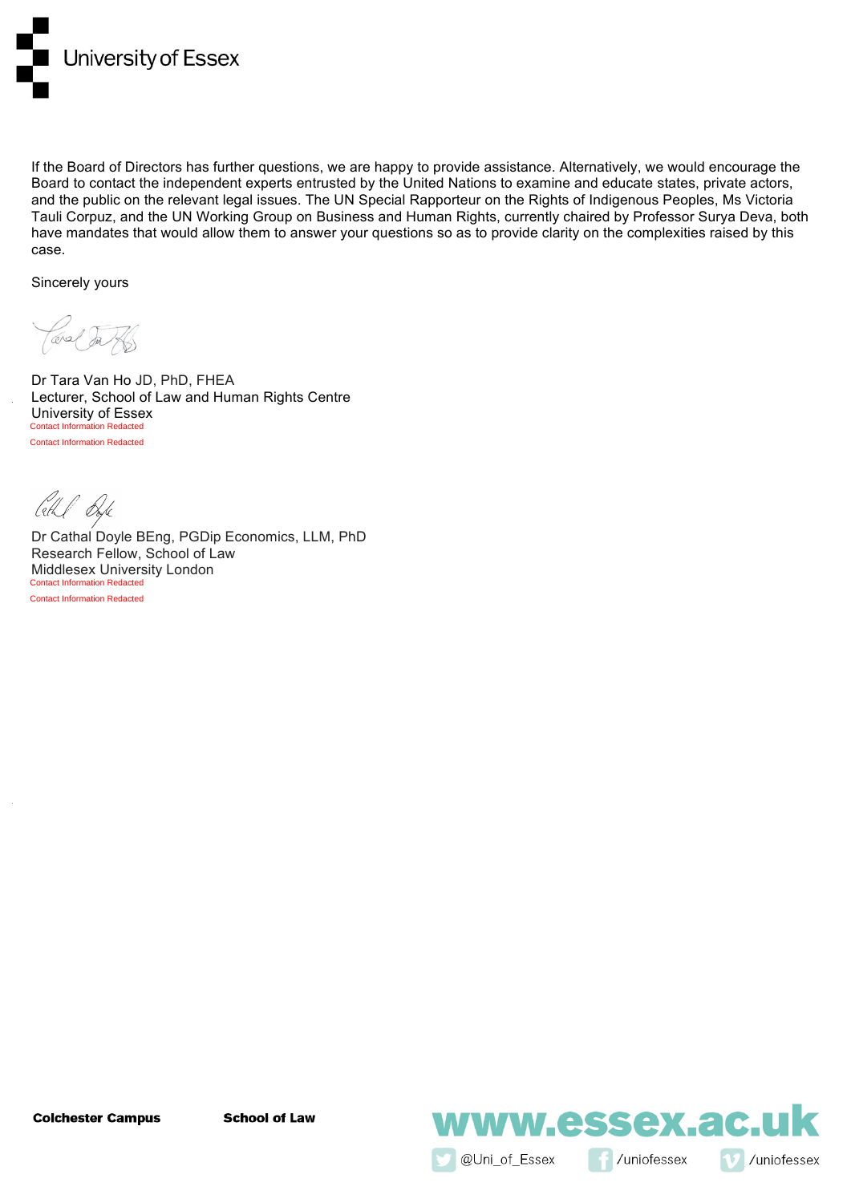If the Board of Directors has further questions, we are happy to provide assistance. Alternatively, we would encourage the Board to contact the independent experts entrusted by the United Nations to examine and educate states, private actors, and the public on the relevant legal issues. The UN Special Rapporteur on the Rights of Indigenous Peoples, Ms Victoria Tauli Corpuz, and the UN Working Group on Business and Human Rights, currently chaired by Professor Surya Deva, both have mandates that would allow them to answer your questions so as to provide clarity on the complexities raised by this case.

Sincerely yours

Dr Tara Van Ho JD, PhD, FHEA
Lecturer, School of Law and Human Rights Centre
University of Essex
Contact Information Redacted
Contact Information Redacted

Dr Cathal Doyle BEng, PGDip Economics, LLM, PhD
Research Fellow, School of Law
Middlesex University London
Contact Information Redacted
Contact Information Redacted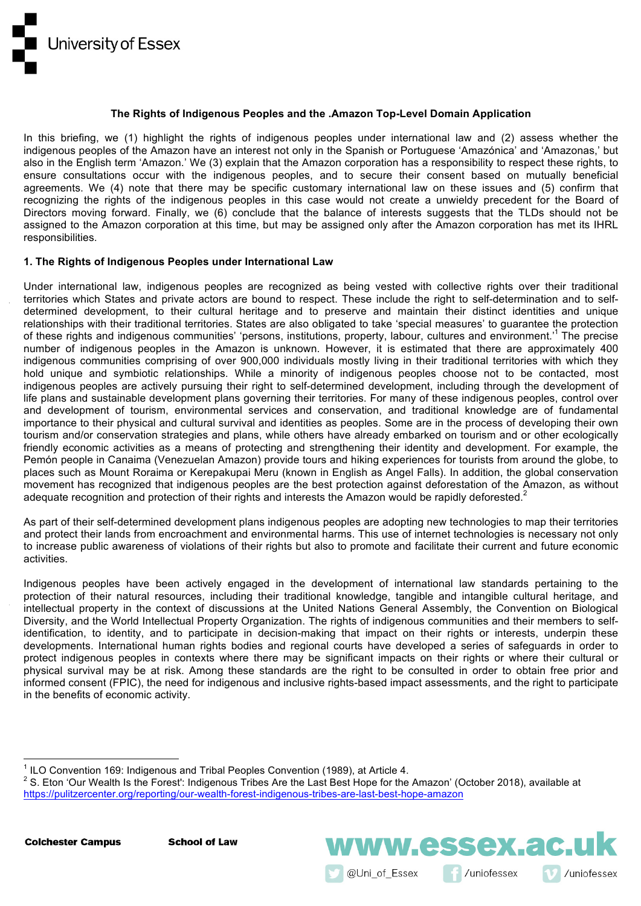**The Rights of Indigenous Peoples and the .Amazon Top-Level Domain Application**

In this briefing, we (1) highlight the rights of indigenous peoples under international law and (2) assess whether the indigenous peoples of the Amazon have an interest not only in the Spanish or Portuguese 'Amazónica' and 'Amazonas,' but also in the English term 'Amazon.' We (3) explain that the Amazon corporation has a responsibility to respect these rights, to ensure consultations occur with the indigenous peoples, and to secure their consent based on mutually beneficial agreements. We (4) note that there may be specific customary international law on these issues and (5) confirm that recognizing the rights of the indigenous peoples in this case would not create a unwieldy precedent for the Board of Directors moving forward. Finally, we (6) conclude that the balance of interests suggests that the TLDs should not be assigned to the Amazon corporation at this time, but may be assigned only after the Amazon corporation has met its IHRL responsibilities.

**1. The Rights of Indigenous Peoples under International Law**

Under international law, indigenous peoples are recognized as being vested with collective rights over their traditional territories which States and private actors are bound to respect. These include the right to self-determination and to self-determined development, to their cultural heritage and to preserve and maintain their distinct identities and unique relationships with their traditional territories. States are also obligated to take 'special measures' to guarantee the protection of these rights and indigenous communities' 'persons, institutions, property, labour, cultures and environment.'[1] The precise number of indigenous peoples in the Amazon is unknown. However, it is estimated that there are approximately 400 indigenous communities comprising of over 900,000 individuals mostly living in their traditional territories with which they hold unique and symbiotic relationships. While a minority of indigenous peoples choose not to be contacted, most indigenous peoples are actively pursuing their right to self-determined development, including through the development of life plans and sustainable development plans governing their territories. For many of these indigenous peoples, control over and development of tourism, environmental services and conservation, and traditional knowledge are of fundamental importance to their physical and cultural survival and identities as peoples. Some are in the process of developing their own tourism and/or conservation strategies and plans, while others have already embarked on tourism and or other ecologically friendly economic activities as a means of protecting and strengthening their identity and development. For example, the Pemón people in Canaima (Venezuelan Amazon) provide tours and hiking experiences for tourists from around the globe, to places such as Mount Roraima or Kerepakupai Meru (known in English as Angel Falls). In addition, the global conservation movement has recognized that indigenous peoples are the best protection against deforestation of the Amazon, as without adequate recognition and protection of their rights and interests the Amazon would be rapidly deforested.[2]

As part of their self-determined development plans indigenous peoples are adopting new technologies to map their territories and protect their lands from encroachment and environmental harms. This use of internet technologies is necessary not only to increase public awareness of violations of their rights but also to promote and facilitate their current and future economic activities.

Indigenous peoples have been actively engaged in the development of international law standards pertaining to the protection of their natural resources, including their traditional knowledge, tangible and intangible cultural heritage, and intellectual property in the context of discussions at the United Nations General Assembly, the Convention on Biological Diversity, and the World Intellectual Property Organization. The rights of indigenous communities and their members to self-identification, to identity, and to participate in decision-making that impact on their rights or interests, underpin these developments. International human rights bodies and regional courts have developed a series of safeguards in order to protect indigenous peoples in contexts where there may be significant impacts on their rights or where their cultural or physical survival may be at risk. Among these standards are the right to be consulted in order to obtain free prior and informed consent (FPIC), the need for indigenous and inclusive rights-based impact assessments, and the right to participate in the benefits of economic activity.

---

[1] ILO Convention 169: Indigenous and Tribal Peoples Convention (1989), at Article 4.

[2] S. Eton 'Our Wealth Is the Forest': Indigenous Tribes Are the Last Best Hope for the Amazon' (October 2018), available at https://pulitzercenter.org/reporting/our-wealth-forest-indigenous-tribes-are-last-best-hope-amazon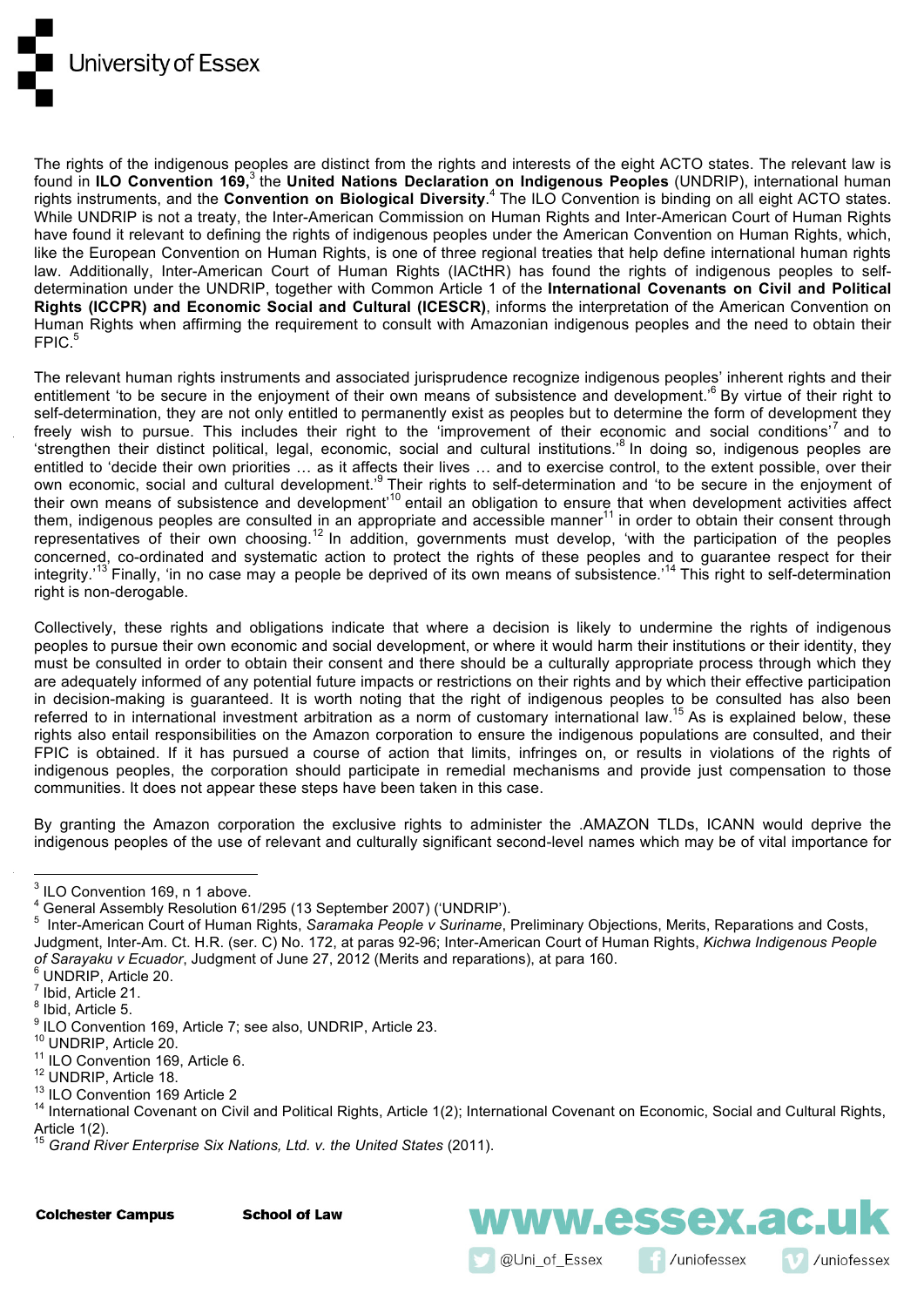The rights of the indigenous peoples are distinct from the rights and interests of the eight ACTO states. The relevant law is found in **ILO Convention 169,**[3] the **United Nations Declaration on Indigenous Peoples** (UNDRIP), international human rights instruments, and the **Convention on Biological Diversity**.[4] The ILO Convention is binding on all eight ACTO states. While UNDRIP is not a treaty, the Inter-American Commission on Human Rights and Inter-American Court of Human Rights have found it relevant to defining the rights of indigenous peoples under the American Convention on Human Rights, which, like the European Convention on Human Rights, is one of three regional treaties that help define international human rights law. Additionally, Inter-American Court of Human Rights (IACtHR) has found the rights of indigenous peoples to self-determination under the UNDRIP, together with Common Article 1 of the **International Covenants on Civil and Political Rights (ICCPR) and Economic Social and Cultural (ICESCR)**, informs the interpretation of the American Convention on Human Rights when affirming the requirement to consult with Amazonian indigenous peoples and the need to obtain their FPIC.[5]

The relevant human rights instruments and associated jurisprudence recognize indigenous peoples' inherent rights and their entitlement 'to be secure in the enjoyment of their own means of subsistence and development.'[6] By virtue of their right to self-determination, they are not only entitled to permanently exist as peoples but to determine the form of development they freely wish to pursue. This includes their right to the 'improvement of their economic and social conditions'[7] and to 'strengthen their distinct political, legal, economic, social and cultural institutions.'[8] In doing so, indigenous peoples are entitled to 'decide their own priorities … as it affects their lives … and to exercise control, to the extent possible, over their own economic, social and cultural development.'[9] Their rights to self-determination and 'to be secure in the enjoyment of their own means of subsistence and development'[10] entail an obligation to ensure that when development activities affect them, indigenous peoples are consulted in an appropriate and accessible manner[11] in order to obtain their consent through representatives of their own choosing.[12] In addition, governments must develop, 'with the participation of the peoples concerned, co-ordinated and systematic action to protect the rights of these peoples and to guarantee respect for their integrity.'[13] Finally, 'in no case may a people be deprived of its own means of subsistence.'[14] This right to self-determination right is non-derogable.

Collectively, these rights and obligations indicate that where a decision is likely to undermine the rights of indigenous peoples to pursue their own economic and social development, or where it would harm their institutions or their identity, they must be consulted in order to obtain their consent and there should be a culturally appropriate process through which they are adequately informed of any potential future impacts or restrictions on their rights and by which their effective participation in decision-making is guaranteed. It is worth noting that the right of indigenous peoples to be consulted has also been referred to in international investment arbitration as a norm of customary international law.[15] As is explained below, these rights also entail responsibilities on the Amazon corporation to ensure the indigenous populations are consulted, and their FPIC is obtained. If it has pursued a course of action that limits, infringes on, or results in violations of the rights of indigenous peoples, the corporation should participate in remedial mechanisms and provide just compensation to those communities. It does not appear these steps have been taken in this case.

By granting the Amazon corporation the exclusive rights to administer the .AMAZON TLDs, ICANN would deprive the indigenous peoples of the use of relevant and culturally significant second-level names which may be of vital importance for

---

[3] ILO Convention 169, n 1 above.
[4] General Assembly Resolution 61/295 (13 September 2007) ('UNDRIP').
[5] Inter-American Court of Human Rights, *Saramaka People v Suriname*, Preliminary Objections, Merits, Reparations and Costs, Judgment, Inter-Am. Ct. H.R. (ser. C) No. 172, at paras 92-96; Inter-American Court of Human Rights, *Kichwa Indigenous People of Sarayaku v Ecuador*, Judgment of June 27, 2012 (Merits and reparations), at para 160.
[6] UNDRIP, Article 20.
[7] Ibid, Article 21.
[8] Ibid, Article 5.
[9] ILO Convention 169, Article 7; see also, UNDRIP, Article 23.
[10] UNDRIP, Article 20.
[11] ILO Convention 169, Article 6.
[12] UNDRIP, Article 18.
[13] ILO Convention 169 Article 2
[14] International Covenant on Civil and Political Rights, Article 1(2); International Covenant on Economic, Social and Cultural Rights, Article 1(2).
[15] *Grand River Enterprise Six Nations, Ltd. v. the United States* (2011).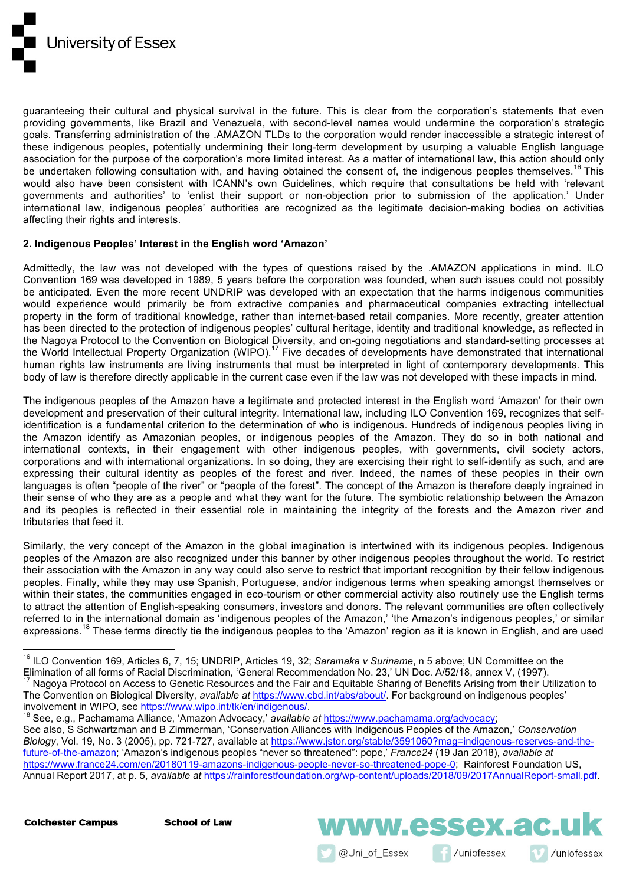guaranteeing their cultural and physical survival in the future. This is clear from the corporation's statements that even providing governments, like Brazil and Venezuela, with second-level names would undermine the corporation's strategic goals. Transferring administration of the .AMAZON TLDs to the corporation would render inaccessible a strategic interest of these indigenous peoples, potentially undermining their long-term development by usurping a valuable English language association for the purpose of the corporation's more limited interest. As a matter of international law, this action should only be undertaken following consultation with, and having obtained the consent of, the indigenous peoples themselves.[16] This would also have been consistent with ICANN's own Guidelines, which require that consultations be held with 'relevant governments and authorities' to 'enlist their support or non-objection prior to submission of the application.' Under international law, indigenous peoples' authorities are recognized as the legitimate decision-making bodies on activities affecting their rights and interests.

**2. Indigenous Peoples' Interest in the English word 'Amazon'**

Admittedly, the law was not developed with the types of questions raised by the .AMAZON applications in mind. ILO Convention 169 was developed in 1989, 5 years before the corporation was founded, when such issues could not possibly be anticipated. Even the more recent UNDRIP was developed with an expectation that the harms indigenous communities would experience would primarily be from extractive companies and pharmaceutical companies extracting intellectual property in the form of traditional knowledge, rather than internet-based retail companies. More recently, greater attention has been directed to the protection of indigenous peoples' cultural heritage, identity and traditional knowledge, as reflected in the Nagoya Protocol to the Convention on Biological Diversity, and on-going negotiations and standard-setting processes at the World Intellectual Property Organization (WIPO).[17] Five decades of developments have demonstrated that international human rights law instruments are living instruments that must be interpreted in light of contemporary developments. This body of law is therefore directly applicable in the current case even if the law was not developed with these impacts in mind.

The indigenous peoples of the Amazon have a legitimate and protected interest in the English word 'Amazon' for their own development and preservation of their cultural integrity. International law, including ILO Convention 169, recognizes that self-identification is a fundamental criterion to the determination of who is indigenous. Hundreds of indigenous peoples living in the Amazon identify as Amazonian peoples, or indigenous peoples of the Amazon. They do so in both national and international contexts, in their engagement with other indigenous peoples, with governments, civil society actors, corporations and with international organizations. In so doing, they are exercising their right to self-identify as such, and are expressing their cultural identity as peoples of the forest and river. Indeed, the names of these peoples in their own languages is often "people of the river" or "people of the forest". The concept of the Amazon is therefore deeply ingrained in their sense of who they are as a people and what they want for the future. The symbiotic relationship between the Amazon and its peoples is reflected in their essential role in maintaining the integrity of the forests and the Amazon river and tributaries that feed it.

Similarly, the very concept of the Amazon in the global imagination is intertwined with its indigenous peoples. Indigenous peoples of the Amazon are also recognized under this banner by other indigenous peoples throughout the world. To restrict their association with the Amazon in any way could also serve to restrict that important recognition by their fellow indigenous peoples. Finally, while they may use Spanish, Portuguese, and/or indigenous terms when speaking amongst themselves or within their states, the communities engaged in eco-tourism or other commercial activity also routinely use the English terms to attract the attention of English-speaking consumers, investors and donors. The relevant communities are often collectively referred to in the international domain as 'indigenous peoples of the Amazon,' 'the Amazon's indigenous peoples,' or similar expressions.[18] These terms directly tie the indigenous peoples to the 'Amazon' region as it is known in English, and are used

---

[16] ILO Convention 169, Articles 6, 7, 15; UNDRIP, Articles 19, 32; *Saramaka v Suriname*, n 5 above; UN Committee on the Elimination of all forms of Racial Discrimination, 'General Recommendation No. 23,' UN Doc. A/52/18, annex V, (1997).

[17] Nagoya Protocol on Access to Genetic Resources and the Fair and Equitable Sharing of Benefits Arising from their Utilization to The Convention on Biological Diversity, *available at* https://www.cbd.int/abs/about/. For background on indigenous peoples' involvement in WIPO, see https://www.wipo.int/tk/en/indigenous/.

[18] See, e.g., Pachamama Alliance, 'Amazon Advocacy,' *available at* https://www.pachamama.org/advocacy; See also, S Schwartzman and B Zimmerman, 'Conservation Alliances with Indigenous Peoples of the Amazon,' *Conservation Biology*, Vol. 19, No. 3 (2005), pp. 721-727, available at https://www.jstor.org/stable/3591060?mag=indigenous-reserves-and-the-future-of-the-amazon; 'Amazon's indigenous peoples "never so threatened": pope,' *France24* (19 Jan 2018), *available at* https://www.france24.com/en/20180119-amazons-indigenous-people-never-so-threatened-pope-0; Rainforest Foundation US, Annual Report 2017, at p. 5, *available at* https://rainforestfoundation.org/wp-content/uploads/2018/09/2017AnnualReport-small.pdf.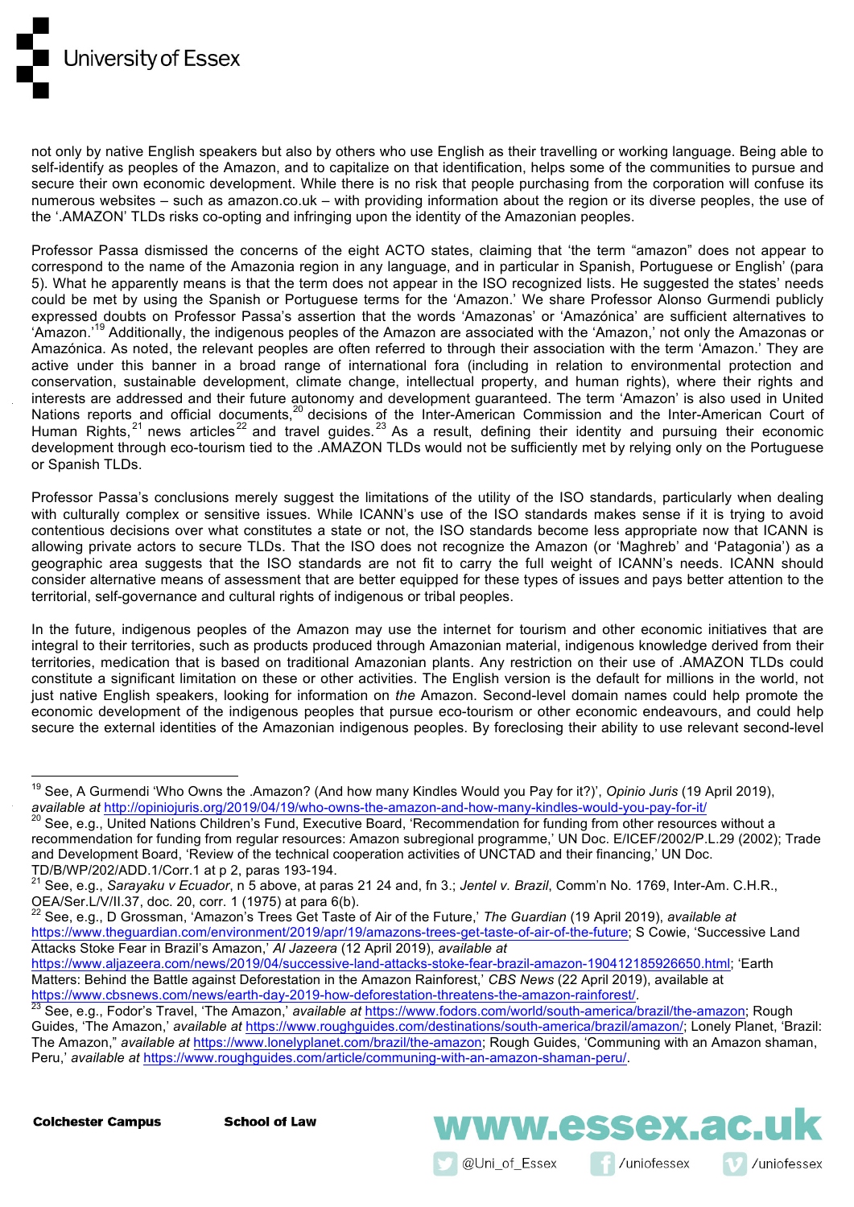not only by native English speakers but also by others who use English as their travelling or working language. Being able to self-identify as peoples of the Amazon, and to capitalize on that identification, helps some of the communities to pursue and secure their own economic development. While there is no risk that people purchasing from the corporation will confuse its numerous websites – such as amazon.co.uk – with providing information about the region or its diverse peoples, the use of the '.AMAZON' TLDs risks co-opting and infringing upon the identity of the Amazonian peoples.

Professor Passa dismissed the concerns of the eight ACTO states, claiming that 'the term "amazon" does not appear to correspond to the name of the Amazonia region in any language, and in particular in Spanish, Portuguese or English' (para 5). What he apparently means is that the term does not appear in the ISO recognized lists. He suggested the states' needs could be met by using the Spanish or Portuguese terms for the 'Amazon.' We share Professor Alonso Gurmendi publicly expressed doubts on Professor Passa's assertion that the words 'Amazonas' or 'Amazónica' are sufficient alternatives to 'Amazon.'[19] Additionally, the indigenous peoples of the Amazon are associated with the 'Amazon,' not only the Amazonas or Amazónica. As noted, the relevant peoples are often referred to through their association with the term 'Amazon.' They are active under this banner in a broad range of international fora (including in relation to environmental protection and conservation, sustainable development, climate change, intellectual property, and human rights), where their rights and interests are addressed and their future autonomy and development guaranteed. The term 'Amazon' is also used in United Nations reports and official documents,[20] decisions of the Inter-American Commission and the Inter-American Court of Human Rights,[21] news articles[22] and travel guides.[23] As a result, defining their identity and pursuing their economic development through eco-tourism tied to the .AMAZON TLDs would not be sufficiently met by relying only on the Portuguese or Spanish TLDs.

Professor Passa's conclusions merely suggest the limitations of the utility of the ISO standards, particularly when dealing with culturally complex or sensitive issues. While ICANN's use of the ISO standards makes sense if it is trying to avoid contentious decisions over what constitutes a state or not, the ISO standards become less appropriate now that ICANN is allowing private actors to secure TLDs. That the ISO does not recognize the Amazon (or 'Maghreb' and 'Patagonia') as a geographic area suggests that the ISO standards are not fit to carry the full weight of ICANN's needs. ICANN should consider alternative means of assessment that are better equipped for these types of issues and pays better attention to the territorial, self-governance and cultural rights of indigenous or tribal peoples.

In the future, indigenous peoples of the Amazon may use the internet for tourism and other economic initiatives that are integral to their territories, such as products produced through Amazonian material, indigenous knowledge derived from their territories, medication that is based on traditional Amazonian plants. Any restriction on their use of .AMAZON TLDs could constitute a significant limitation on these or other activities. The English version is the default for millions in the world, not just native English speakers, looking for information on *the* Amazon. Second-level domain names could help promote the economic development of the indigenous peoples that pursue eco-tourism or other economic endeavours, and could help secure the external identities of the Amazonian indigenous peoples. By foreclosing their ability to use relevant second-level

---

[19] See, A Gurmendi 'Who Owns the .Amazon? (And how many Kindles Would you Pay for it?)', *Opinio Juris* (19 April 2019), *available at* http://opiniojuris.org/2019/04/19/who-owns-the-amazon-and-how-many-kindles-would-you-pay-for-it/

[20] See, e.g., United Nations Children's Fund, Executive Board, 'Recommendation for funding from other resources without a recommendation for funding from regular resources: Amazon subregional programme,' UN Doc. E/ICEF/2002/P.L.29 (2002); Trade and Development Board, 'Review of the technical cooperation activities of UNCTAD and their financing,' UN Doc. TD/B/WP/202/ADD.1/Corr.1 at p 2, paras 193-194.

[21] See, e.g., *Sarayaku v Ecuador*, n 5 above, at paras 21 24 and, fn 3.; *Jentel v. Brazil*, Comm'n No. 1769, Inter-Am. C.H.R., OEA/Ser.L/V/II.37, doc. 20, corr. 1 (1975) at para 6(b).

[22] See, e.g., D Grossman, 'Amazon's Trees Get Taste of Air of the Future,' *The Guardian* (19 April 2019), *available at* https://www.theguardian.com/environment/2019/apr/19/amazons-trees-get-taste-of-air-of-the-future; S Cowie, 'Successive Land Attacks Stoke Fear in Brazil's Amazon,' *Al Jazeera* (12 April 2019), *available at* https://www.aljazeera.com/news/2019/04/successive-land-attacks-stoke-fear-brazil-amazon-190412185926650.html; 'Earth Matters: Behind the Battle against Deforestation in the Amazon Rainforest,' *CBS News* (22 April 2019), available at https://www.cbsnews.com/news/earth-day-2019-how-deforestation-threatens-the-amazon-rainforest/.

[23] See, e.g., Fodor's Travel, 'The Amazon,' *available at* https://www.fodors.com/world/south-america/brazil/the-amazon; Rough Guides, 'The Amazon,' *available at* https://www.roughguides.com/destinations/south-america/brazil/amazon/; Lonely Planet, 'Brazil: The Amazon," *available at* https://www.lonelyplanet.com/brazil/the-amazon; Rough Guides, 'Communing with an Amazon shaman, Peru,' *available at* https://www.roughguides.com/article/communing-with-an-amazon-shaman-peru/.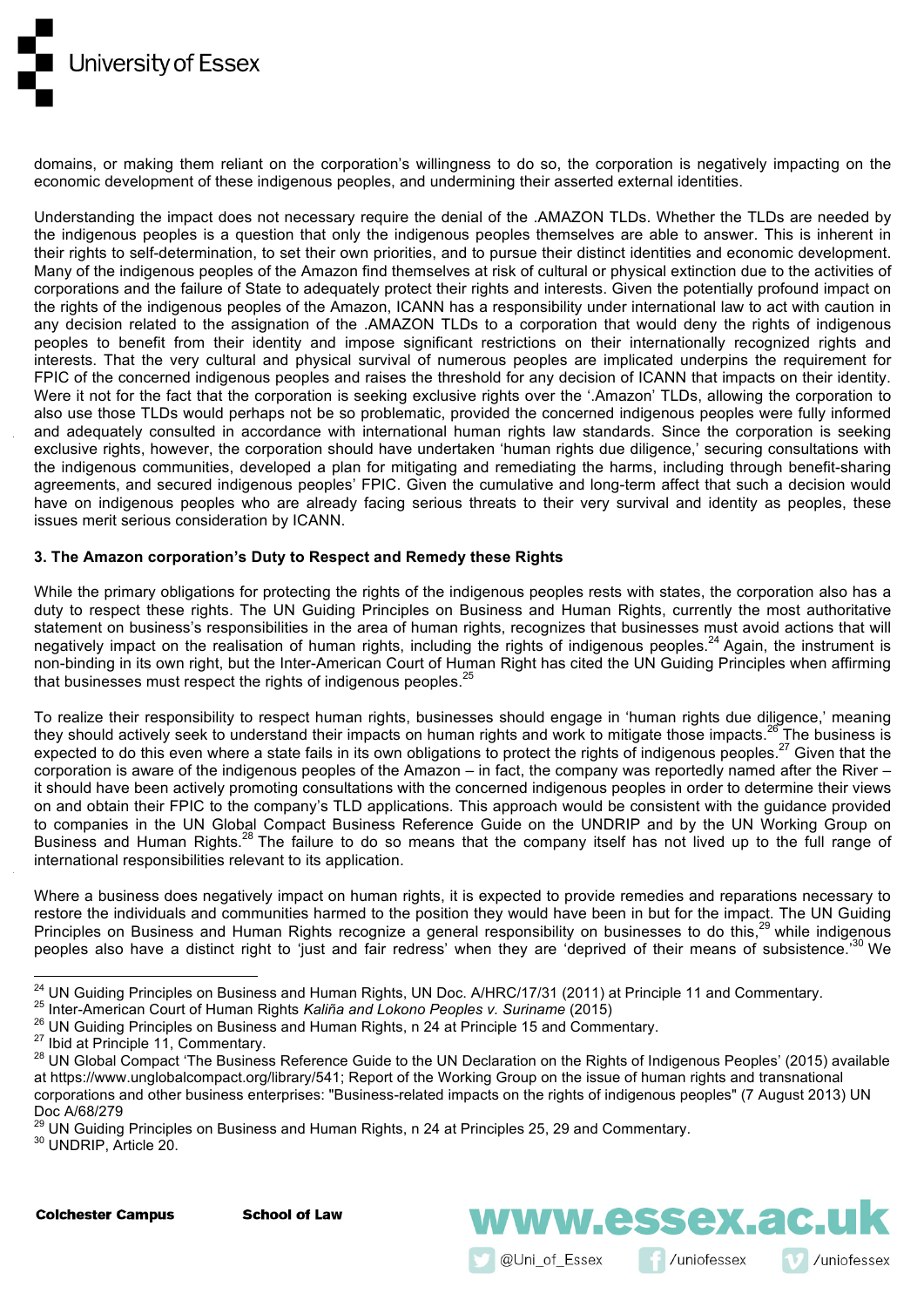domains, or making them reliant on the corporation's willingness to do so, the corporation is negatively impacting on the economic development of these indigenous peoples, and undermining their asserted external identities.

Understanding the impact does not necessary require the denial of the .AMAZON TLDs. Whether the TLDs are needed by the indigenous peoples is a question that only the indigenous peoples themselves are able to answer. This is inherent in their rights to self-determination, to set their own priorities, and to pursue their distinct identities and economic development. Many of the indigenous peoples of the Amazon find themselves at risk of cultural or physical extinction due to the activities of corporations and the failure of State to adequately protect their rights and interests. Given the potentially profound impact on the rights of the indigenous peoples of the Amazon, ICANN has a responsibility under international law to act with caution in any decision related to the assignation of the .AMAZON TLDs to a corporation that would deny the rights of indigenous peoples to benefit from their identity and impose significant restrictions on their internationally recognized rights and interests. That the very cultural and physical survival of numerous peoples are implicated underpins the requirement for FPIC of the concerned indigenous peoples and raises the threshold for any decision of ICANN that impacts on their identity. Were it not for the fact that the corporation is seeking exclusive rights over the '.Amazon' TLDs, allowing the corporation to also use those TLDs would perhaps not be so problematic, provided the concerned indigenous peoples were fully informed and adequately consulted in accordance with international human rights law standards. Since the corporation is seeking exclusive rights, however, the corporation should have undertaken 'human rights due diligence,' securing consultations with the indigenous communities, developed a plan for mitigating and remediating the harms, including through benefit-sharing agreements, and secured indigenous peoples' FPIC. Given the cumulative and long-term affect that such a decision would have on indigenous peoples who are already facing serious threats to their very survival and identity as peoples, these issues merit serious consideration by ICANN.

### 3. The Amazon corporation's Duty to Respect and Remedy these Rights

While the primary obligations for protecting the rights of the indigenous peoples rests with states, the corporation also has a duty to respect these rights. The UN Guiding Principles on Business and Human Rights, currently the most authoritative statement on business's responsibilities in the area of human rights, recognizes that businesses must avoid actions that will negatively impact on the realisation of human rights, including the rights of indigenous peoples.[24] Again, the instrument is non-binding in its own right, but the Inter-American Court of Human Right has cited the UN Guiding Principles when affirming that businesses must respect the rights of indigenous peoples.[25]

To realize their responsibility to respect human rights, businesses should engage in 'human rights due diligence,' meaning they should actively seek to understand their impacts on human rights and work to mitigate those impacts.[26] The business is expected to do this even where a state fails in its own obligations to protect the rights of indigenous peoples.[27] Given that the corporation is aware of the indigenous peoples of the Amazon – in fact, the company was reportedly named after the River – it should have been actively promoting consultations with the concerned indigenous peoples in order to determine their views on and obtain their FPIC to the company's TLD applications. This approach would be consistent with the guidance provided to companies in the UN Global Compact Business Reference Guide on the UNDRIP and by the UN Working Group on Business and Human Rights.[28] The failure to do so means that the company itself has not lived up to the full range of international responsibilities relevant to its application.

Where a business does negatively impact on human rights, it is expected to provide remedies and reparations necessary to restore the individuals and communities harmed to the position they would have been in but for the impact. The UN Guiding Principles on Business and Human Rights recognize a general responsibility on businesses to do this,[29] while indigenous peoples also have a distinct right to 'just and fair redress' when they are 'deprived of their means of subsistence.'[30] We

---

[24] UN Guiding Principles on Business and Human Rights, UN Doc. A/HRC/17/31 (2011) at Principle 11 and Commentary.

[25] Inter-American Court of Human Rights *Kaliña and Lokono Peoples v. Suriname* (2015)

[26] UN Guiding Principles on Business and Human Rights, n 24 at Principle 15 and Commentary.

[27] Ibid at Principle 11, Commentary.

[28] UN Global Compact 'The Business Reference Guide to the UN Declaration on the Rights of Indigenous Peoples' (2015) available at https://www.unglobalcompact.org/library/541; Report of the Working Group on the issue of human rights and transnational corporations and other business enterprises: "Business-related impacts on the rights of indigenous peoples" (7 August 2013) UN Doc A/68/279

[29] UN Guiding Principles on Business and Human Rights, n 24 at Principles 25, 29 and Commentary.

[30] UNDRIP, Article 20.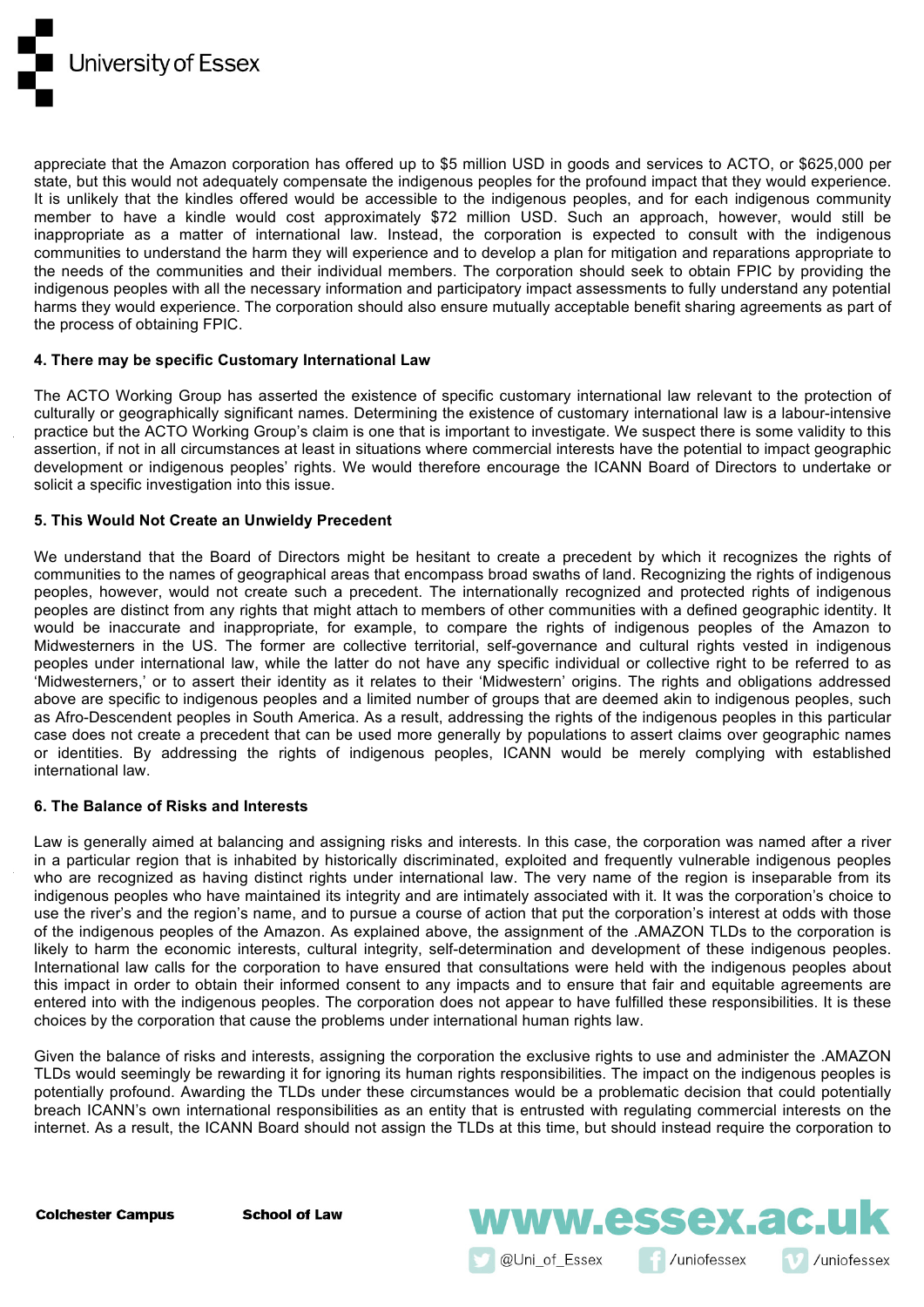appreciate that the Amazon corporation has offered up to $5 million USD in goods and services to ACTO, or $625,000 per state, but this would not adequately compensate the indigenous peoples for the profound impact that they would experience. It is unlikely that the kindles offered would be accessible to the indigenous peoples, and for each indigenous community member to have a kindle would cost approximately $72 million USD. Such an approach, however, would still be inappropriate as a matter of international law. Instead, the corporation is expected to consult with the indigenous communities to understand the harm they will experience and to develop a plan for mitigation and reparations appropriate to the needs of the communities and their individual members. The corporation should seek to obtain FPIC by providing the indigenous peoples with all the necessary information and participatory impact assessments to fully understand any potential harms they would experience. The corporation should also ensure mutually acceptable benefit sharing agreements as part of the process of obtaining FPIC.

**4. There may be specific Customary International Law**

The ACTO Working Group has asserted the existence of specific customary international law relevant to the protection of culturally or geographically significant names. Determining the existence of customary international law is a labour-intensive practice but the ACTO Working Group's claim is one that is important to investigate. We suspect there is some validity to this assertion, if not in all circumstances at least in situations where commercial interests have the potential to impact geographic development or indigenous peoples' rights. We would therefore encourage the ICANN Board of Directors to undertake or solicit a specific investigation into this issue.

**5. This Would Not Create an Unwieldy Precedent**

We understand that the Board of Directors might be hesitant to create a precedent by which it recognizes the rights of communities to the names of geographical areas that encompass broad swaths of land. Recognizing the rights of indigenous peoples, however, would not create such a precedent. The internationally recognized and protected rights of indigenous peoples are distinct from any rights that might attach to members of other communities with a defined geographic identity. It would be inaccurate and inappropriate, for example, to compare the rights of indigenous peoples of the Amazon to Midwesterners in the US. The former are collective territorial, self-governance and cultural rights vested in indigenous peoples under international law, while the latter do not have any specific individual or collective right to be referred to as 'Midwesterners,' or to assert their identity as it relates to their 'Midwestern' origins. The rights and obligations addressed above are specific to indigenous peoples and a limited number of groups that are deemed akin to indigenous peoples, such as Afro-Descendent peoples in South America. As a result, addressing the rights of the indigenous peoples in this particular case does not create a precedent that can be used more generally by populations to assert claims over geographic names or identities. By addressing the rights of indigenous peoples, ICANN would be merely complying with established international law.

**6. The Balance of Risks and Interests**

Law is generally aimed at balancing and assigning risks and interests. In this case, the corporation was named after a river in a particular region that is inhabited by historically discriminated, exploited and frequently vulnerable indigenous peoples who are recognized as having distinct rights under international law. The very name of the region is inseparable from its indigenous peoples who have maintained its integrity and are intimately associated with it. It was the corporation's choice to use the river's and the region's name, and to pursue a course of action that put the corporation's interest at odds with those of the indigenous peoples of the Amazon. As explained above, the assignment of the .AMAZON TLDs to the corporation is likely to harm the economic interests, cultural integrity, self-determination and development of these indigenous peoples. International law calls for the corporation to have ensured that consultations were held with the indigenous peoples about this impact in order to obtain their informed consent to any impacts and to ensure that fair and equitable agreements are entered into with the indigenous peoples. The corporation does not appear to have fulfilled these responsibilities. It is these choices by the corporation that cause the problems under international human rights law.

Given the balance of risks and interests, assigning the corporation the exclusive rights to use and administer the .AMAZON TLDs would seemingly be rewarding it for ignoring its human rights responsibilities. The impact on the indigenous peoples is potentially profound. Awarding the TLDs under these circumstances would be a problematic decision that could potentially breach ICANN's own international responsibilities as an entity that is entrusted with regulating commercial interests on the internet. As a result, the ICANN Board should not assign the TLDs at this time, but should instead require the corporation to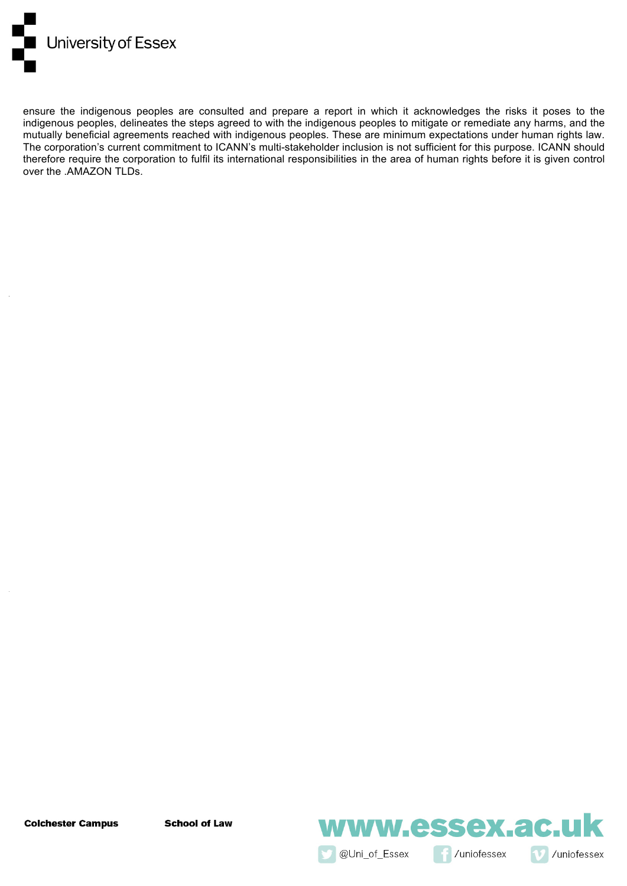ensure the indigenous peoples are consulted and prepare a report in which it acknowledges the risks it poses to the indigenous peoples, delineates the steps agreed to with the indigenous peoples to mitigate or remediate any harms, and the mutually beneficial agreements reached with indigenous peoples. These are minimum expectations under human rights law. The corporation's current commitment to ICANN's multi-stakeholder inclusion is not sufficient for this purpose. ICANN should therefore require the corporation to fulfil its international responsibilities in the area of human rights before it is given control over the .AMAZON TLDs.